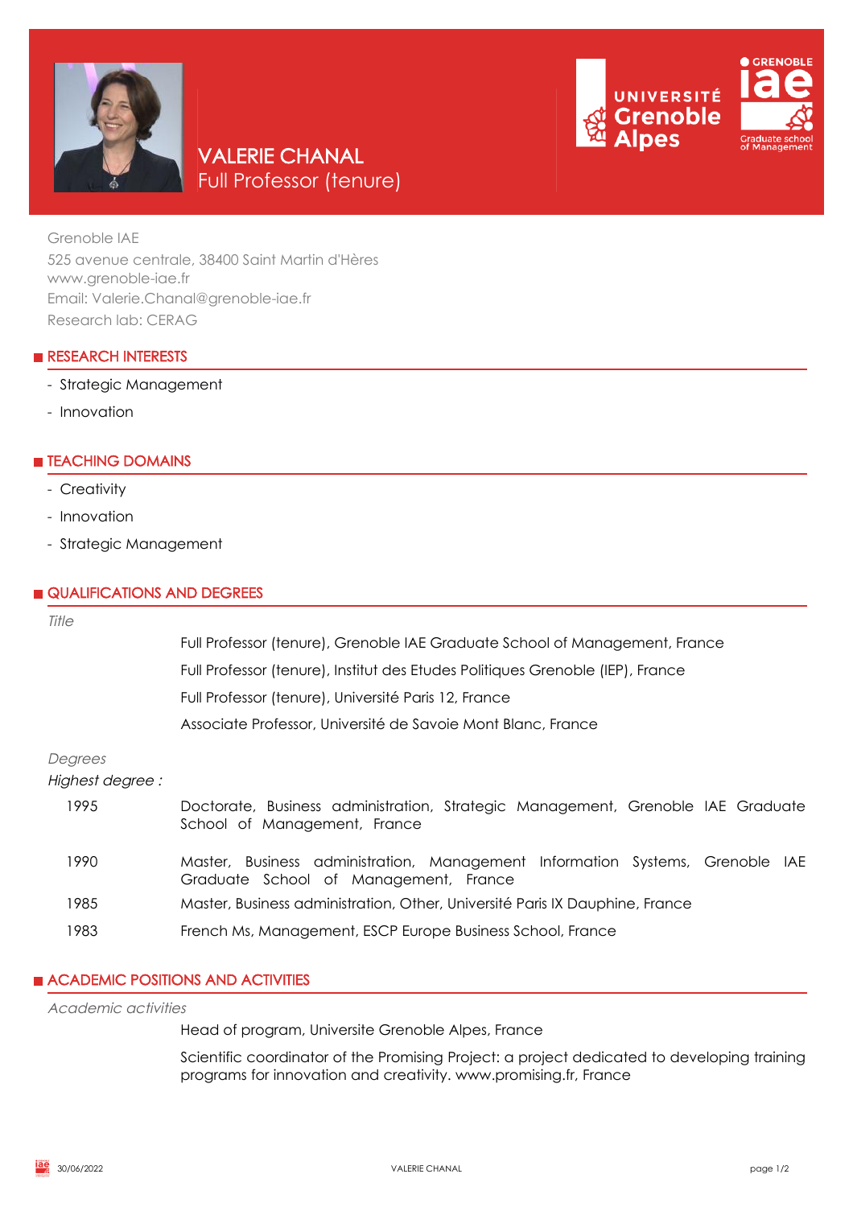# VALERIE CHANAL

Full Professor (tenure)

Grenoble IAE
525 avenue centrale, 38400 Saint Martin d'Hères
www.grenoble-iae.fr
Email: Valerie.Chanal@grenoble-iae.fr
Research lab: CERAG

## RESEARCH INTERESTS

- Strategic Management
- Innovation

## TEACHING DOMAINS

- Creativity
- Innovation
- Strategic Management

## QUALIFICATIONS AND DEGREES

*Title*

Full Professor (tenure), Grenoble IAE Graduate School of Management, France

Full Professor (tenure), Institut des Etudes Politiques Grenoble (IEP), France

Full Professor (tenure), Université Paris 12, France

Associate Professor, Université de Savoie Mont Blanc, France

*Degrees*

*Highest degree :*

1995 Doctorate, Business administration, Strategic Management, Grenoble IAE Graduate School of Management, France

1990 Master, Business administration, Management Information Systems, Grenoble IAE Graduate School of Management, France

1985 Master, Business administration, Other, Université Paris IX Dauphine, France

1983 French Ms, Management, ESCP Europe Business School, France

## ACADEMIC POSITIONS AND ACTIVITIES

*Academic activities*

Head of program, Universite Grenoble Alpes, France

Scientific coordinator of the Promising Project: a project dedicated to developing training programs for innovation and creativity. www.promising.fr, France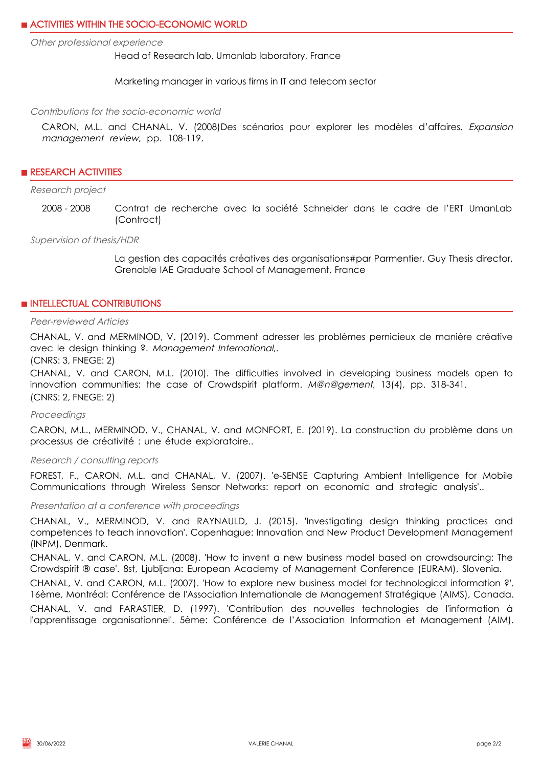## ACTIVITIES WITHIN THE SOCIO-ECONOMIC WORLD

*Other professional experience*

Head of Research lab, Umanlab laboratory, France

Marketing manager in various firms in IT and telecom sector

*Contributions for the socio-economic world*

CARON, M.L. and CHANAL, V. (2008)Des scénarios pour explorer les modèles d'affaires. *Expansion management review*, pp. 108-119.

## RESEARCH ACTIVITIES

*Research project*

2008 - 2008 Contrat de recherche avec la société Schneider dans le cadre de l'ERT UmanLab (Contract)

*Supervision of thesis/HDR*

La gestion des capacités créatives des organisations#par Parmentier. Guy Thesis director, Grenoble IAE Graduate School of Management, France

## INTELLECTUAL CONTRIBUTIONS

*Peer-reviewed Articles*

CHANAL, V. and MERMINOD, V. (2019). Comment adresser les problèmes pernicieux de manière créative avec le design thinking ?. *Management International*,.
(CNRS: 3, FNEGE: 2)

CHANAL, V. and CARON, M.L. (2010). The difficulties involved in developing business models open to innovation communities: the case of Crowdspirit platform. *M@n@gement*, 13(4), pp. 318-341.
(CNRS: 2, FNEGE: 2)

*Proceedings*

CARON, M.L., MERMINOD, V., CHANAL, V. and MONFORT, E. (2019). La construction du problème dans un processus de créativité : une étude exploratoire..

*Research / consulting reports*

FOREST, F., CARON, M.L. and CHANAL, V. (2007). 'e-SENSE Capturing Ambient Intelligence for Mobile Communications through Wireless Sensor Networks: report on economic and strategic analysis'..

*Presentation at a conference with proceedings*

CHANAL, V., MERMINOD, V. and RAYNAULD, J. (2015). 'Investigating design thinking practices and competences to teach innovation'. Copenhague: Innovation and New Product Development Management (INPM), Denmark.

CHANAL, V. and CARON, M.L. (2008). 'How to invent a new business model based on crowdsourcing: The Crowdspirit ® case'. 8st, Ljubljana: European Academy of Management Conference (EURAM), Slovenia.

CHANAL, V. and CARON, M.L. (2007). 'How to explore new business model for technological information ?'. 16ème, Montréal: Conférence de l'Association Internationale de Management Stratégique (AIMS), Canada.

CHANAL, V. and FARASTIER, D. (1997). 'Contribution des nouvelles technologies de l'information à l'apprentissage organisationnel'. 5ème: Conférence de l'Association Information et Management (AIM).